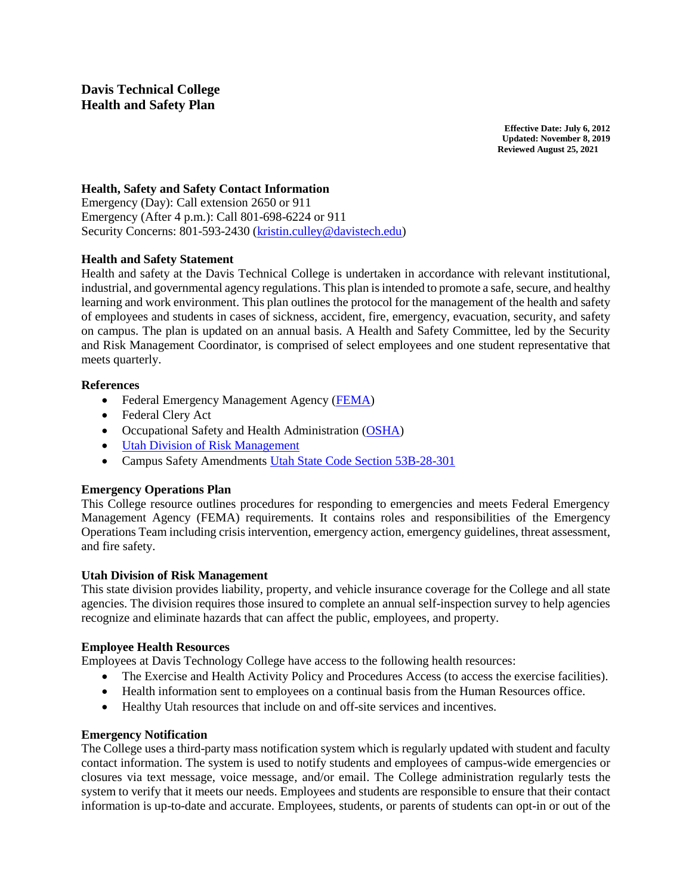# Davis Technical College
# Health and Safety Plan

**Effective Date: July 6, 2012**
**Updated: November 8, 2019**
**Reviewed August 25, 2021**

### Health, Safety and Safety Contact Information

Emergency (Day): Call extension 2650 or 911
Emergency (After 4 p.m.): Call 801-698-6224 or 911
Security Concerns: 801-593-2430 (kristin.culley@davistech.edu)

### Health and Safety Statement

Health and safety at the Davis Technical College is undertaken in accordance with relevant institutional, industrial, and governmental agency regulations. This plan is intended to promote a safe, secure, and healthy learning and work environment. This plan outlines the protocol for the management of the health and safety of employees and students in cases of sickness, accident, fire, emergency, evacuation, security, and safety on campus. The plan is updated on an annual basis. A Health and Safety Committee, led by the Security and Risk Management Coordinator, is comprised of select employees and one student representative that meets quarterly.

### References

- Federal Emergency Management Agency (FEMA)
- Federal Clery Act
- Occupational Safety and Health Administration (OSHA)
- Utah Division of Risk Management
- Campus Safety Amendments Utah State Code Section 53B-28-301

### Emergency Operations Plan

This College resource outlines procedures for responding to emergencies and meets Federal Emergency Management Agency (FEMA) requirements. It contains roles and responsibilities of the Emergency Operations Team including crisis intervention, emergency action, emergency guidelines, threat assessment, and fire safety.

### Utah Division of Risk Management

This state division provides liability, property, and vehicle insurance coverage for the College and all state agencies. The division requires those insured to complete an annual self-inspection survey to help agencies recognize and eliminate hazards that can affect the public, employees, and property.

### Employee Health Resources

Employees at Davis Technology College have access to the following health resources:

- The Exercise and Health Activity Policy and Procedures Access (to access the exercise facilities).
- Health information sent to employees on a continual basis from the Human Resources office.
- Healthy Utah resources that include on and off-site services and incentives.

### Emergency Notification

The College uses a third-party mass notification system which is regularly updated with student and faculty contact information. The system is used to notify students and employees of campus-wide emergencies or closures via text message, voice message, and/or email. The College administration regularly tests the system to verify that it meets our needs. Employees and students are responsible to ensure that their contact information is up-to-date and accurate. Employees, students, or parents of students can opt-in or out of the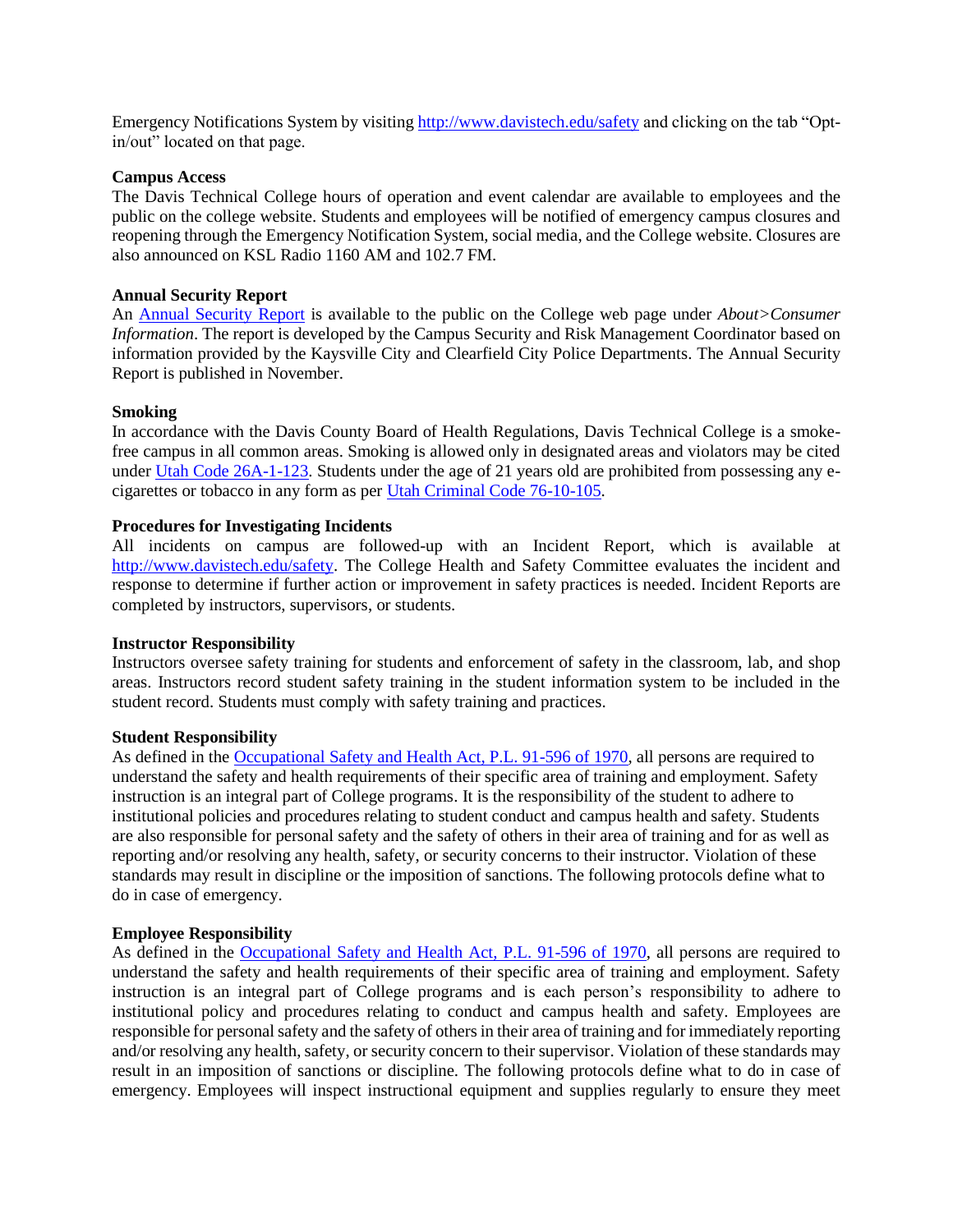Emergency Notifications System by visiting [http://www.davistech.edu/safety](http://www.davistech.edu/safety) and clicking on the tab "Opt-in/out" located on that page.

**Campus Access**

The Davis Technical College hours of operation and event calendar are available to employees and the public on the college website. Students and employees will be notified of emergency campus closures and reopening through the Emergency Notification System, social media, and the College website. Closures are also announced on KSL Radio 1160 AM and 102.7 FM.

**Annual Security Report**

An [Annual Security Report]() is available to the public on the College web page under *About>Consumer Information*. The report is developed by the Campus Security and Risk Management Coordinator based on information provided by the Kaysville City and Clearfield City Police Departments. The Annual Security Report is published in November.

**Smoking**

In accordance with the Davis County Board of Health Regulations, Davis Technical College is a smoke-free campus in all common areas. Smoking is allowed only in designated areas and violators may be cited under [Utah Code 26A-1-123](). Students under the age of 21 years old are prohibited from possessing any e-cigarettes or tobacco in any form as per [Utah Criminal Code 76-10-105]().

**Procedures for Investigating Incidents**

All incidents on campus are followed-up with an Incident Report, which is available at [http://www.davistech.edu/safety](http://www.davistech.edu/safety). The College Health and Safety Committee evaluates the incident and response to determine if further action or improvement in safety practices is needed. Incident Reports are completed by instructors, supervisors, or students.

**Instructor Responsibility**

Instructors oversee safety training for students and enforcement of safety in the classroom, lab, and shop areas. Instructors record student safety training in the student information system to be included in the student record. Students must comply with safety training and practices.

**Student Responsibility**

As defined in the [Occupational Safety and Health Act, P.L. 91-596 of 1970](), all persons are required to understand the safety and health requirements of their specific area of training and employment. Safety instruction is an integral part of College programs. It is the responsibility of the student to adhere to institutional policies and procedures relating to student conduct and campus health and safety. Students are also responsible for personal safety and the safety of others in their area of training and for as well as reporting and/or resolving any health, safety, or security concerns to their instructor. Violation of these standards may result in discipline or the imposition of sanctions. The following protocols define what to do in case of emergency.

**Employee Responsibility**

As defined in the [Occupational Safety and Health Act, P.L. 91-596 of 1970](), all persons are required to understand the safety and health requirements of their specific area of training and employment. Safety instruction is an integral part of College programs and is each person's responsibility to adhere to institutional policy and procedures relating to conduct and campus health and safety. Employees are responsible for personal safety and the safety of others in their area of training and for immediately reporting and/or resolving any health, safety, or security concern to their supervisor. Violation of these standards may result in an imposition of sanctions or discipline. The following protocols define what to do in case of emergency. Employees will inspect instructional equipment and supplies regularly to ensure they meet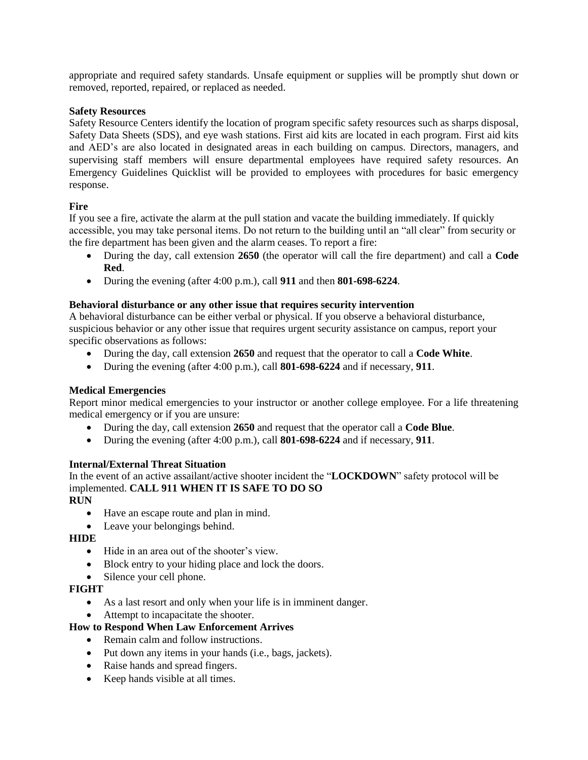appropriate and required safety standards. Unsafe equipment or supplies will be promptly shut down or removed, reported, repaired, or replaced as needed.

**Safety Resources**

Safety Resource Centers identify the location of program specific safety resources such as sharps disposal, Safety Data Sheets (SDS), and eye wash stations. First aid kits are located in each program. First aid kits and AED's are also located in designated areas in each building on campus. Directors, managers, and supervising staff members will ensure departmental employees have required safety resources. An Emergency Guidelines Quicklist will be provided to employees with procedures for basic emergency response.

**Fire**

If you see a fire, activate the alarm at the pull station and vacate the building immediately. If quickly accessible, you may take personal items. Do not return to the building until an "all clear" from security or the fire department has been given and the alarm ceases. To report a fire:

- During the day, call extension **2650** (the operator will call the fire department) and call a **Code Red**.
- During the evening (after 4:00 p.m.), call **911** and then **801-698-6224**.

**Behavioral disturbance or any other issue that requires security intervention**

A behavioral disturbance can be either verbal or physical. If you observe a behavioral disturbance, suspicious behavior or any other issue that requires urgent security assistance on campus, report your specific observations as follows:

- During the day, call extension **2650** and request that the operator to call a **Code White**.
- During the evening (after 4:00 p.m.), call **801-698-6224** and if necessary, **911**.

**Medical Emergencies**

Report minor medical emergencies to your instructor or another college employee. For a life threatening medical emergency or if you are unsure:

- During the day, call extension **2650** and request that the operator call a **Code Blue**.
- During the evening (after 4:00 p.m.), call **801-698-6224** and if necessary, **911**.

**Internal/External Threat Situation**

In the event of an active assailant/active shooter incident the "**LOCKDOWN**" safety protocol will be implemented. **CALL 911 WHEN IT IS SAFE TO DO SO**

**RUN**

- Have an escape route and plan in mind.
- Leave your belongings behind.

**HIDE**

- Hide in an area out of the shooter's view.
- Block entry to your hiding place and lock the doors.
- Silence your cell phone.

**FIGHT**

- As a last resort and only when your life is in imminent danger.
- Attempt to incapacitate the shooter.

**How to Respond When Law Enforcement Arrives**

- Remain calm and follow instructions.
- Put down any items in your hands (i.e., bags, jackets).
- Raise hands and spread fingers.
- Keep hands visible at all times.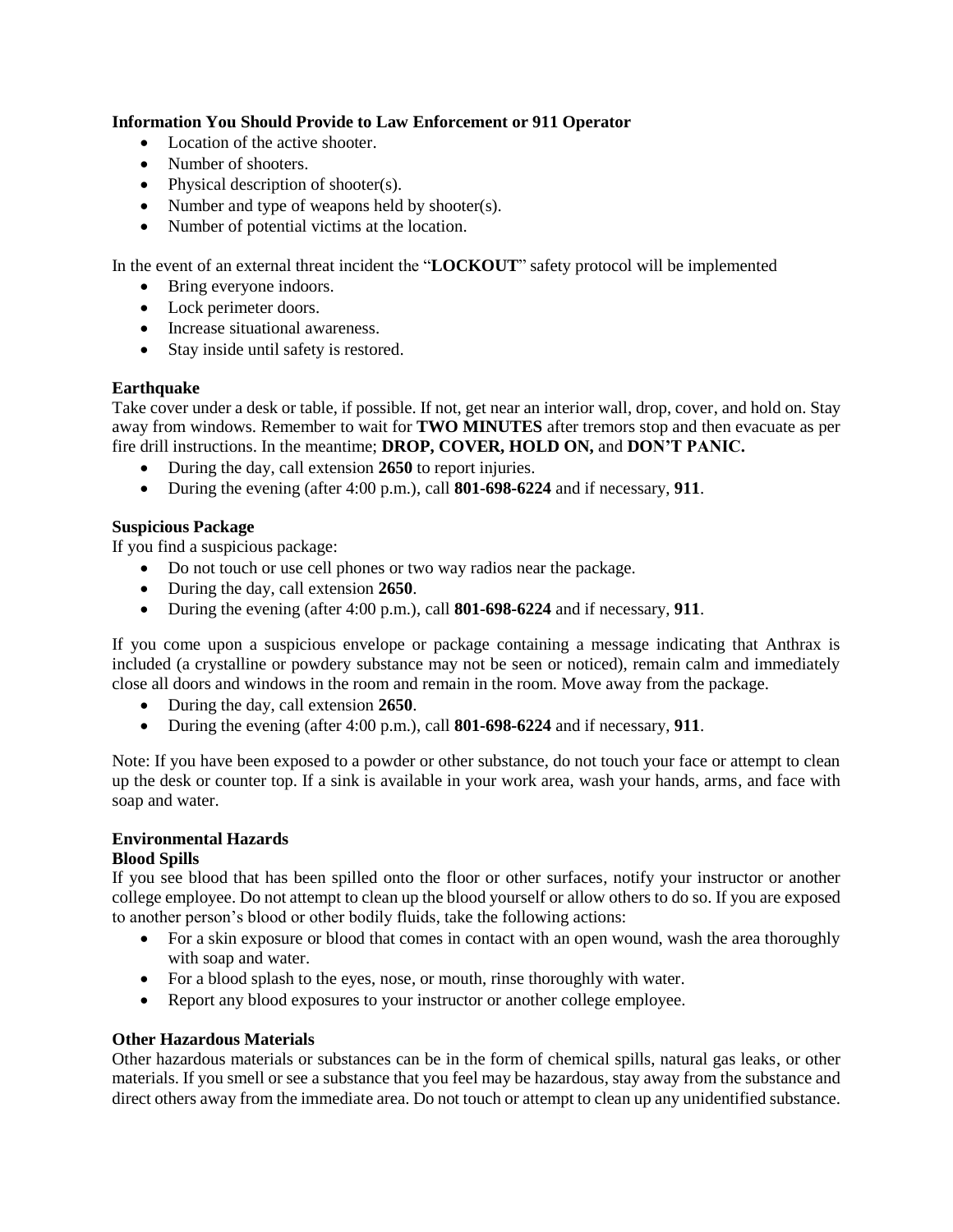**Information You Should Provide to Law Enforcement or 911 Operator**

- Location of the active shooter.
- Number of shooters.
- Physical description of shooter(s).
- Number and type of weapons held by shooter(s).
- Number of potential victims at the location.

In the event of an external threat incident the "**LOCKOUT**" safety protocol will be implemented

- Bring everyone indoors.
- Lock perimeter doors.
- Increase situational awareness.
- Stay inside until safety is restored.

**Earthquake**

Take cover under a desk or table, if possible. If not, get near an interior wall, drop, cover, and hold on. Stay away from windows. Remember to wait for **TWO MINUTES** after tremors stop and then evacuate as per fire drill instructions. In the meantime; **DROP, COVER, HOLD ON,** and **DON'T PANIC.**

- During the day, call extension **2650** to report injuries.
- During the evening (after 4:00 p.m.), call **801-698-6224** and if necessary, **911**.

**Suspicious Package**

If you find a suspicious package:

- Do not touch or use cell phones or two way radios near the package.
- During the day, call extension **2650**.
- During the evening (after 4:00 p.m.), call **801-698-6224** and if necessary, **911**.

If you come upon a suspicious envelope or package containing a message indicating that Anthrax is included (a crystalline or powdery substance may not be seen or noticed), remain calm and immediately close all doors and windows in the room and remain in the room. Move away from the package.

- During the day, call extension **2650**.
- During the evening (after 4:00 p.m.), call **801-698-6224** and if necessary, **911**.

Note: If you have been exposed to a powder or other substance, do not touch your face or attempt to clean up the desk or counter top. If a sink is available in your work area, wash your hands, arms, and face with soap and water.

**Environmental Hazards**

**Blood Spills**

If you see blood that has been spilled onto the floor or other surfaces, notify your instructor or another college employee. Do not attempt to clean up the blood yourself or allow others to do so. If you are exposed to another person's blood or other bodily fluids, take the following actions:

- For a skin exposure or blood that comes in contact with an open wound, wash the area thoroughly with soap and water.
- For a blood splash to the eyes, nose, or mouth, rinse thoroughly with water.
- Report any blood exposures to your instructor or another college employee.

**Other Hazardous Materials**

Other hazardous materials or substances can be in the form of chemical spills, natural gas leaks, or other materials. If you smell or see a substance that you feel may be hazardous, stay away from the substance and direct others away from the immediate area. Do not touch or attempt to clean up any unidentified substance.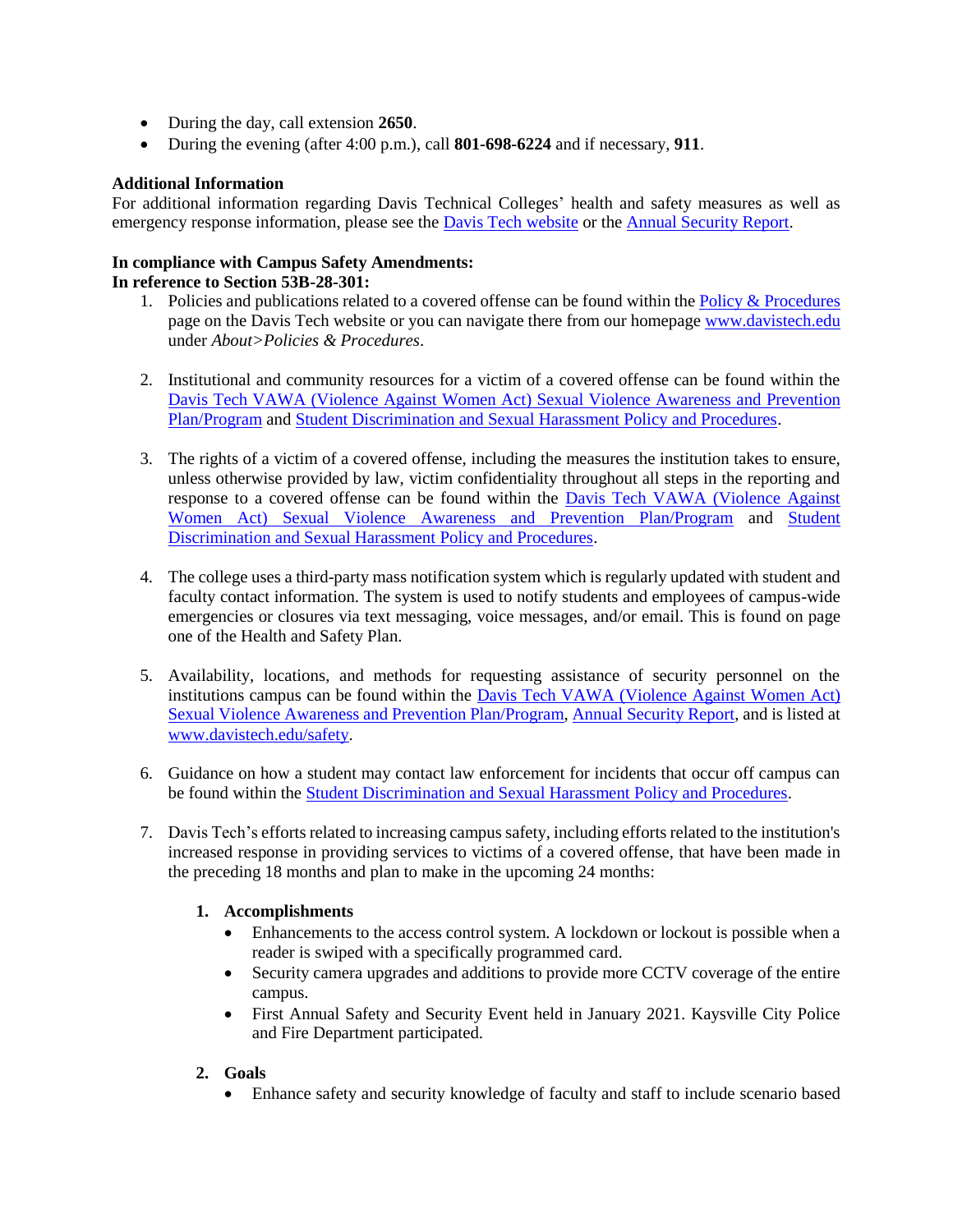- During the day, call extension **2650**.
- During the evening (after 4:00 p.m.), call **801-698-6224** and if necessary, **911**.

**Additional Information**

For additional information regarding Davis Technical Colleges' health and safety measures as well as emergency response information, please see the Davis Tech website or the Annual Security Report.

**In compliance with Campus Safety Amendments:**
**In reference to Section 53B-28-301:**

1. Policies and publications related to a covered offense can be found within the Policy & Procedures page on the Davis Tech website or you can navigate there from our homepage www.davistech.edu under *About>Policies & Procedures*.

2. Institutional and community resources for a victim of a covered offense can be found within the Davis Tech VAWA (Violence Against Women Act) Sexual Violence Awareness and Prevention Plan/Program and Student Discrimination and Sexual Harassment Policy and Procedures.

3. The rights of a victim of a covered offense, including the measures the institution takes to ensure, unless otherwise provided by law, victim confidentiality throughout all steps in the reporting and response to a covered offense can be found within the Davis Tech VAWA (Violence Against Women Act) Sexual Violence Awareness and Prevention Plan/Program and Student Discrimination and Sexual Harassment Policy and Procedures.

4. The college uses a third-party mass notification system which is regularly updated with student and faculty contact information. The system is used to notify students and employees of campus-wide emergencies or closures via text messaging, voice messages, and/or email. This is found on page one of the Health and Safety Plan.

5. Availability, locations, and methods for requesting assistance of security personnel on the institutions campus can be found within the Davis Tech VAWA (Violence Against Women Act) Sexual Violence Awareness and Prevention Plan/Program, Annual Security Report, and is listed at www.davistech.edu/safety.

6. Guidance on how a student may contact law enforcement for incidents that occur off campus can be found within the Student Discrimination and Sexual Harassment Policy and Procedures.

7. Davis Tech's efforts related to increasing campus safety, including efforts related to the institution's increased response in providing services to victims of a covered offense, that have been made in the preceding 18 months and plan to make in the upcoming 24 months:

   1. **Accomplishments**
      - Enhancements to the access control system. A lockdown or lockout is possible when a reader is swiped with a specifically programmed card.
      - Security camera upgrades and additions to provide more CCTV coverage of the entire campus.
      - First Annual Safety and Security Event held in January 2021. Kaysville City Police and Fire Department participated.

   2. **Goals**
      - Enhance safety and security knowledge of faculty and staff to include scenario based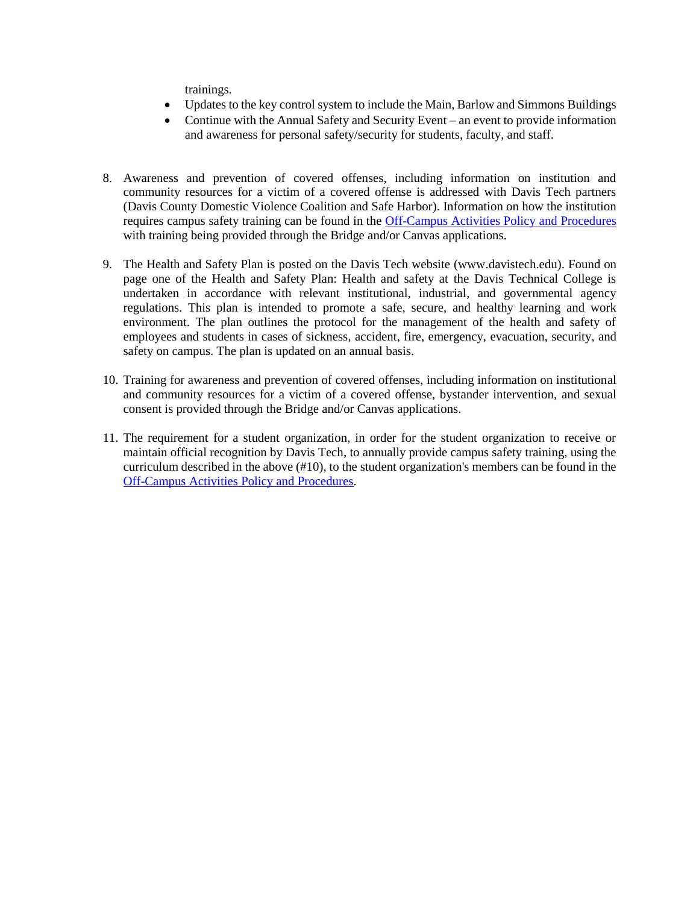trainings.
- Updates to the key control system to include the Main, Barlow and Simmons Buildings
- Continue with the Annual Safety and Security Event – an event to provide information and awareness for personal safety/security for students, faculty, and staff.

8. Awareness and prevention of covered offenses, including information on institution and community resources for a victim of a covered offense is addressed with Davis Tech partners (Davis County Domestic Violence Coalition and Safe Harbor). Information on how the institution requires campus safety training can be found in the Off-Campus Activities Policy and Procedures with training being provided through the Bridge and/or Canvas applications.

9. The Health and Safety Plan is posted on the Davis Tech website (www.davistech.edu). Found on page one of the Health and Safety Plan: Health and safety at the Davis Technical College is undertaken in accordance with relevant institutional, industrial, and governmental agency regulations. This plan is intended to promote a safe, secure, and healthy learning and work environment. The plan outlines the protocol for the management of the health and safety of employees and students in cases of sickness, accident, fire, emergency, evacuation, security, and safety on campus. The plan is updated on an annual basis.

10. Training for awareness and prevention of covered offenses, including information on institutional and community resources for a victim of a covered offense, bystander intervention, and sexual consent is provided through the Bridge and/or Canvas applications.

11. The requirement for a student organization, in order for the student organization to receive or maintain official recognition by Davis Tech, to annually provide campus safety training, using the curriculum described in the above (#10), to the student organization's members can be found in the Off-Campus Activities Policy and Procedures.